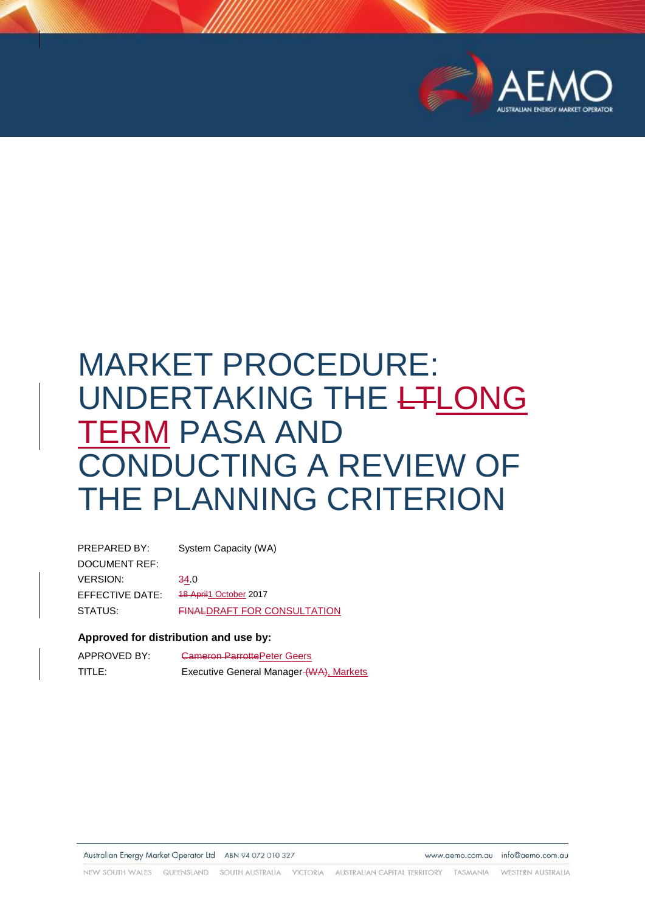# MARKET PROCEDURE: UNDERTAKING THE ~~LT~~LONG TERM PASA AND CONDUCTING A REVIEW OF THE PLANNING CRITERION

| | |
|---|---|
| PREPARED BY: | System Capacity (WA) |
| DOCUMENT REF: | |
| VERSION: | ~~3~~4.0 |
| EFFECTIVE DATE: | ~~18 April~~1 October 2017 |
| STATUS: | ~~FINAL~~DRAFT FOR CONSULTATION |

**Approved for distribution and use by:**

| | |
|---|---|
| APPROVED BY: | ~~Cameron Parrotte~~Peter Geers |
| TITLE: | Executive General Manager ~~(WA)~~, Markets |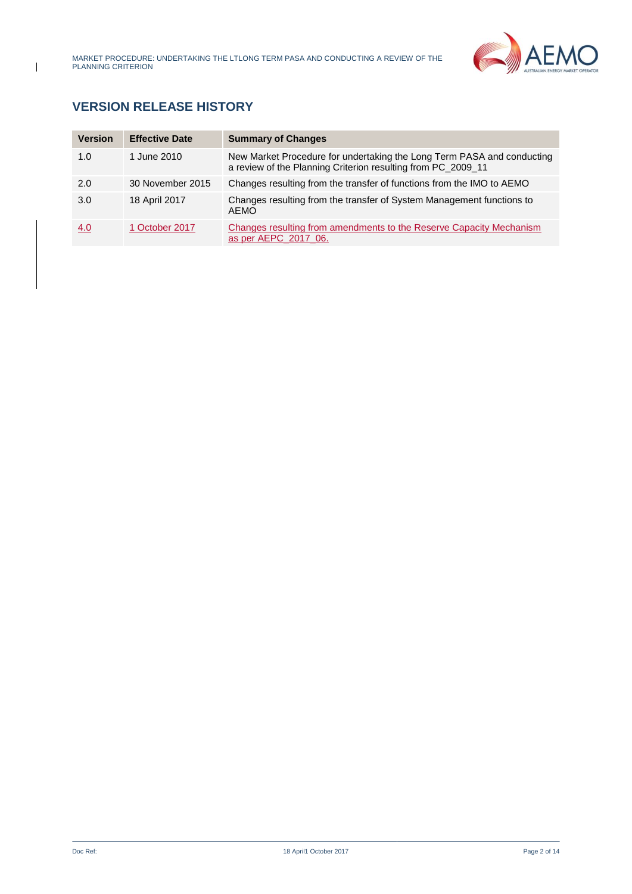## VERSION RELEASE HISTORY

| Version | Effective Date | Summary of Changes |
| --- | --- | --- |
| 1.0 | 1 June 2010 | New Market Procedure for undertaking the Long Term PASA and conducting a review of the Planning Criterion resulting from PC_2009_11 |
| 2.0 | 30 November 2015 | Changes resulting from the transfer of functions from the IMO to AEMO |
| 3.0 | 18 April 2017 | Changes resulting from the transfer of System Management functions to AEMO |
| 4.0 | 1 October 2017 | Changes resulting from amendments to the Reserve Capacity Mechanism as per AEPC_2017_06. |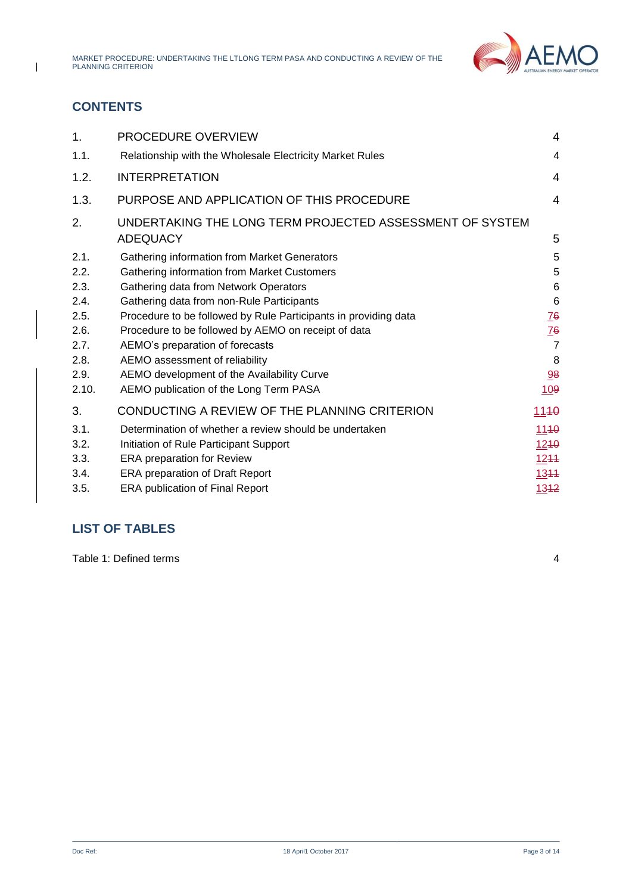## CONTENTS

| | | |
|---|---|---|
| 1. | PROCEDURE OVERVIEW | 4 |
| 1.1. | Relationship with the Wholesale Electricity Market Rules | 4 |
| 1.2. | INTERPRETATION | 4 |
| 1.3. | PURPOSE AND APPLICATION OF THIS PROCEDURE | 4 |
| 2. | UNDERTAKING THE LONG TERM PROJECTED ASSESSMENT OF SYSTEM ADEQUACY | 5 |
| 2.1. | Gathering information from Market Generators | 5 |
| 2.2. | Gathering information from Market Customers | 5 |
| 2.3. | Gathering data from Network Operators | 6 |
| 2.4. | Gathering data from non-Rule Participants | 6 |
| 2.5. | Procedure to be followed by Rule Participants in providing data | 76 |
| 2.6. | Procedure to be followed by AEMO on receipt of data | 76 |
| 2.7. | AEMO's preparation of forecasts | 7 |
| 2.8. | AEMO assessment of reliability | 8 |
| 2.9. | AEMO development of the Availability Curve | 98 |
| 2.10. | AEMO publication of the Long Term PASA | 109 |
| 3. | CONDUCTING A REVIEW OF THE PLANNING CRITERION | 1110 |
| 3.1. | Determination of whether a review should be undertaken | 1110 |
| 3.2. | Initiation of Rule Participant Support | 1210 |
| 3.3. | ERA preparation for Review | 1211 |
| 3.4. | ERA preparation of Draft Report | 1311 |
| 3.5. | ERA publication of Final Report | 1312 |

## LIST OF TABLES

Table 1: Defined terms 4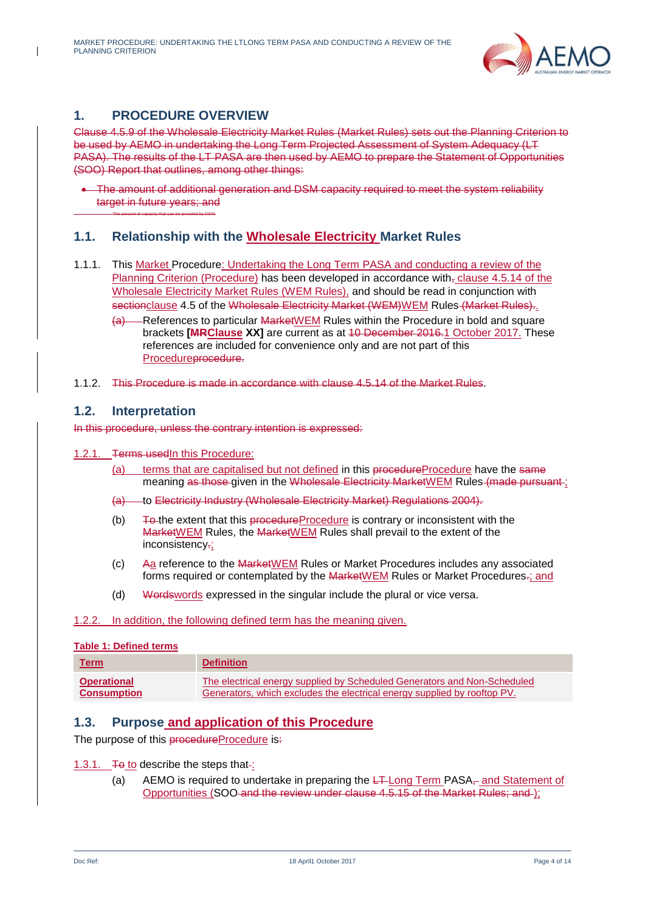# 1. PROCEDURE OVERVIEW

~~Clause 4.5.9 of the Wholesale Electricity Market Rules (Market Rules) sets out the Planning Criterion to be used by AEMO in undertaking the Long Term Projected Assessment of System Adequacy (LT PASA). The results of the LT PASA are then used by AEMO to prepare the Statement of Opportunities (SOO) Report that outlines, among other things:~~

- ~~The amount of additional generation and DSM capacity required to meet the system reliability target in future years; and~~
- ~~The amount of capacity that can be provided by DSM.~~

## 1.1. Relationship with the Wholesale Electricity Market Rules

1.1.1. This Market Procedure: Undertaking the Long Term PASA and conducting a review of the Planning Criterion (Procedure) has been developed in accordance with~~,~~ clause 4.5.14 of the Wholesale Electricity Market Rules (WEM Rules), and should be read in conjunction with ~~section~~clause 4.5 of the ~~Wholesale Electricity Market (WEM)~~WEM Rules~~ (Market Rules)~~.

~~(a)~~ References to particular ~~Market~~WEM Rules within the Procedure in bold and square brackets **[~~MR~~Clause XX]** are current as at ~~10 December 2016.~~1 October 2017. These references are included for convenience only and are not part of this Procedure~~procedure~~.

1.1.2. ~~This Procedure is made in accordance with clause 4.5.14 of the Market Rules~~.

## 1.2. Interpretation

~~In this procedure, unless the contrary intention is expressed:~~

1.2.1. ~~Terms used~~In this Procedure:

(a) terms that are capitalised but not defined in this ~~procedure~~Procedure have the ~~same~~ meaning ~~as those~~ given in the ~~Wholesale Electricity Market~~WEM Rules ~~(made pursuant~~;

~~(a) to Electricity Industry (Wholesale Electricity Market) Regulations 2004).~~

(b) ~~To~~ the extent that this ~~procedure~~Procedure is contrary or inconsistent with the ~~Market~~WEM Rules, the ~~Market~~WEM Rules shall prevail to the extent of the inconsistency~~.~~;

(c) ~~A~~a reference to the ~~Market~~WEM Rules or Market Procedures includes any associated forms required or contemplated by the ~~Market~~WEM Rules or Market Procedures~~.~~; and

(d) ~~Words~~words expressed in the singular include the plural or vice versa.

1.2.2. In addition, the following defined term has the meaning given.

**Table 1: Defined terms**

| Term | Definition |
|---|---|
| **Operational Consumption** | The electrical energy supplied by Scheduled Generators and Non-Scheduled Generators, which excludes the electrical energy supplied by rooftop PV. |

## 1.3. Purpose and application of this Procedure

The purpose of this ~~procedure~~Procedure is~~:~~

1.3.1. ~~To~~to describe the steps that~~:~~:

(a) AEMO is required to undertake in preparing the ~~LT~~Long Term PASA~~,~~ and Statement of Opportunities (SOO~~ and the review under clause 4.5.15 of the Market Rules; and~~);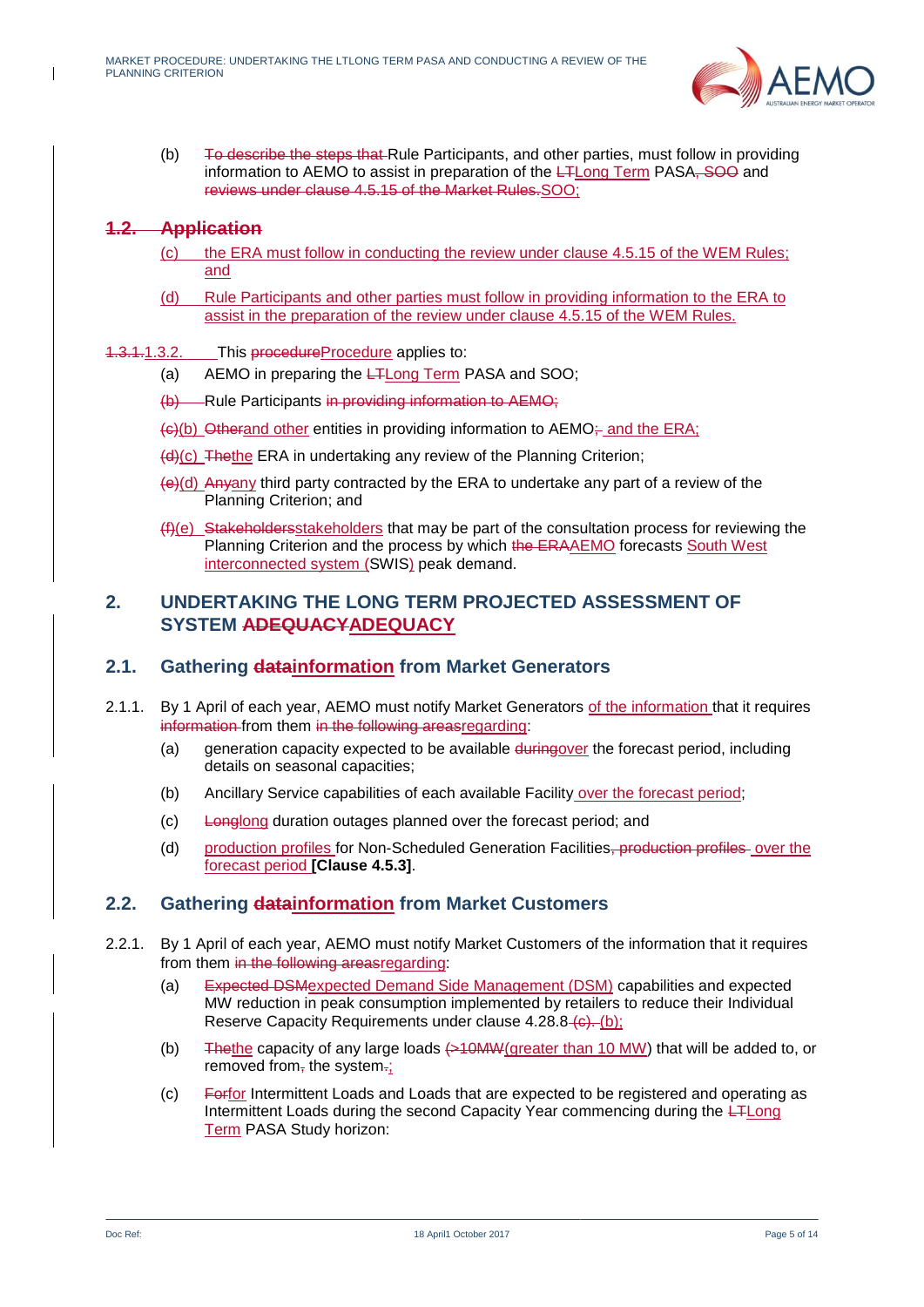(b) ~~To describe the steps that~~ Rule Participants, and other parties, must follow in providing information to AEMO to assist in preparation of the ~~LT~~Long Term PASA~~, SOO~~ and ~~reviews under clause 4.5.15 of the Market Rules.~~SOO;

## ~~1.2. Application~~

(c) the ERA must follow in conducting the review under clause 4.5.15 of the WEM Rules; and

(d) Rule Participants and other parties must follow in providing information to the ERA to assist in the preparation of the review under clause 4.5.15 of the WEM Rules.

~~1.3.1.~~1.3.2. This ~~procedure~~Procedure applies to:

(a) AEMO in preparing the ~~LT~~Long Term PASA and SOO;

~~(b)~~ Rule Participants ~~in providing information to AEMO;~~

~~(c)~~(b) ~~Other~~and other entities in providing information to AEMO~~;~~ and the ERA;

~~(d)~~(c) ~~The~~the ERA in undertaking any review of the Planning Criterion;

~~(e)~~(d) ~~Any~~any third party contracted by the ERA to undertake any part of a review of the Planning Criterion; and

~~(f)~~(e) ~~Stakeholders~~stakeholders that may be part of the consultation process for reviewing the Planning Criterion and the process by which ~~the ERA~~AEMO forecasts South West interconnected system (SWIS) peak demand.

# 2. UNDERTAKING THE LONG TERM PROJECTED ASSESSMENT OF SYSTEM ~~ADEQUACY~~ADEQUACY

## 2.1. Gathering ~~data~~information from Market Generators

2.1.1. By 1 April of each year, AEMO must notify Market Generators of the information that it requires ~~information~~ from them ~~in the following areas~~regarding:

(a) generation capacity expected to be available ~~during~~over the forecast period, including details on seasonal capacities;

(b) Ancillary Service capabilities of each available Facility over the forecast period;

(c) ~~Long~~long duration outages planned over the forecast period; and

(d) production profiles for Non-Scheduled Generation Facilities~~, production profiles~~ over the forecast period **[Clause 4.5.3]**.

## 2.2. Gathering ~~data~~information from Market Customers

2.2.1. By 1 April of each year, AEMO must notify Market Customers of the information that it requires from them ~~in the following areas~~regarding:

(a) ~~Expected DSM~~expected Demand Side Management (DSM) capabilities and expected MW reduction in peak consumption implemented by retailers to reduce their Individual Reserve Capacity Requirements under clause 4.28.8 ~~(c).~~ (b);

(b) ~~The~~the capacity of any large loads ~~(>10MW~~(greater than 10 MW) that will be added to, or removed from~~,~~ the system~~.~~;

(c) ~~For~~for Intermittent Loads and Loads that are expected to be registered and operating as Intermittent Loads during the second Capacity Year commencing during the ~~LT~~Long Term PASA Study horizon: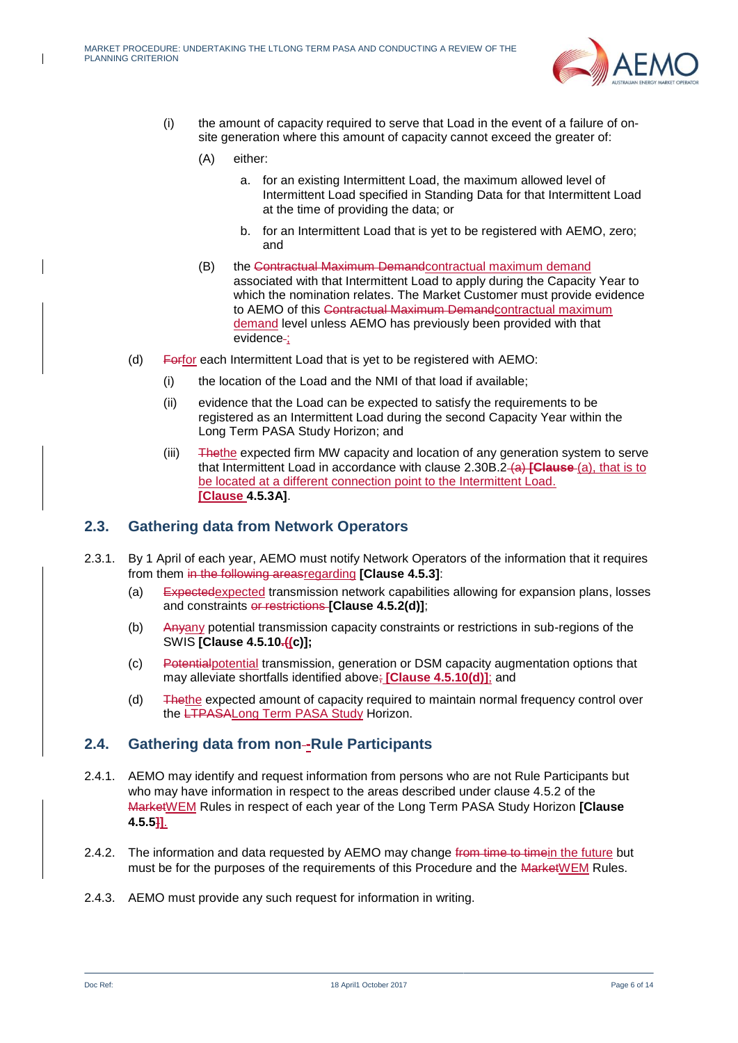(i) the amount of capacity required to serve that Load in the event of a failure of on-site generation where this amount of capacity cannot exceed the greater of:

(A) either:

a. for an existing Intermittent Load, the maximum allowed level of Intermittent Load specified in Standing Data for that Intermittent Load at the time of providing the data; or

b. for an Intermittent Load that is yet to be registered with AEMO, zero; and

(B) the ~~Contractual Maximum Demand~~contractual maximum demand associated with that Intermittent Load to apply during the Capacity Year to which the nomination relates. The Market Customer must provide evidence to AEMO of this ~~Contractual Maximum Demand~~contractual maximum demand level unless AEMO has previously been provided with that evidence~~.~~;

(d) ~~For~~for each Intermittent Load that is yet to be registered with AEMO:

(i) the location of the Load and the NMI of that load if available;

(ii) evidence that the Load can be expected to satisfy the requirements to be registered as an Intermittent Load during the second Capacity Year within the Long Term PASA Study Horizon; and

(iii) ~~The~~the expected firm MW capacity and location of any generation system to serve that Intermittent Load in accordance with clause 2.30B.2~~ (a) **[Clause** ~~(a), that is to be located at a different connection point to the Intermittent Load. **[Clause 4.5.3A]**.

## 2.3. Gathering data from Network Operators

2.3.1. By 1 April of each year, AEMO must notify Network Operators of the information that it requires from them ~~in the following areas~~regarding **[Clause 4.5.3]**:

(a) ~~Expected~~expected transmission network capabilities allowing for expansion plans, losses and constraints ~~or restrictions~~ **[Clause 4.5.2(d)]**;

(b) ~~Any~~any potential transmission capacity constraints or restrictions in sub-regions of the SWIS **[Clause 4.5.10~~.(~~(c)];**

(c) ~~Potential~~potential transmission, generation or DSM capacity augmentation options that may alleviate shortfalls identified above~~,~~ **[Clause 4.5.10(d)]**; and

(d) ~~The~~the expected amount of capacity required to maintain normal frequency control over the ~~LTPASA~~Long Term PASA Study Horizon.

## 2.4. Gathering data from non~~-~~-Rule Participants

2.4.1. AEMO may identify and request information from persons who are not Rule Participants but who may have information in respect to the areas described under clause 4.5.2 of the ~~Market~~WEM Rules in respect of each year of the Long Term PASA Study Horizon **[Clause 4.5.5~~]~~]**.

2.4.2. The information and data requested by AEMO may change ~~from time to time~~in the future but must be for the purposes of the requirements of this Procedure and the ~~Market~~WEM Rules.

2.4.3. AEMO must provide any such request for information in writing.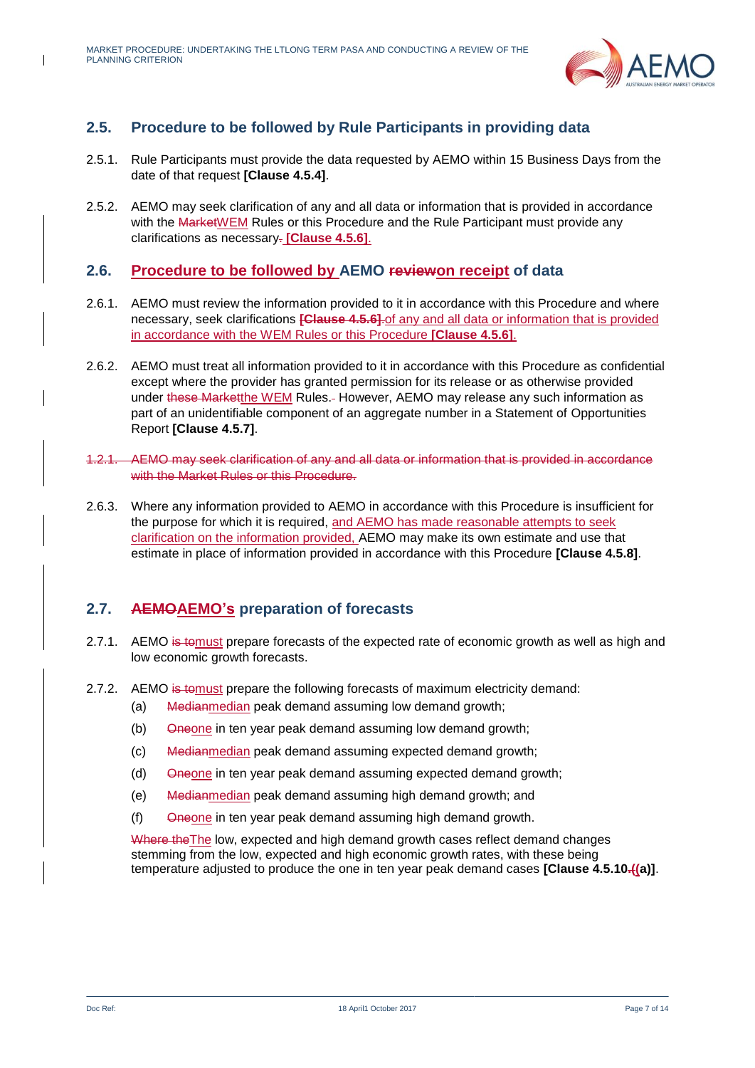## 2.5. Procedure to be followed by Rule Participants in providing data

2.5.1. Rule Participants must provide the data requested by AEMO within 15 Business Days from the date of that request **[Clause 4.5.4]**.

2.5.2. AEMO may seek clarification of any and all data or information that is provided in accordance with the ~~Market~~WEM Rules or this Procedure and the Rule Participant must provide any clarifications as necessary~~.~~ **[Clause 4.5.6]**.

## 2.6. Procedure to be followed by AEMO ~~review~~on receipt of data

2.6.1. AEMO must review the information provided to it in accordance with this Procedure and where necessary, seek clarifications ~~**[Clause 4.5.6]**.~~ of any and all data or information that is provided in accordance with the WEM Rules or this Procedure **[Clause 4.5.6]**.

2.6.2. AEMO must treat all information provided to it in accordance with this Procedure as confidential except where the provider has granted permission for its release or as otherwise provided under ~~these Market~~the WEM Rules. However, AEMO may release any such information as part of an unidentifiable component of an aggregate number in a Statement of Opportunities Report **[Clause 4.5.7]**.

~~1.2.1. AEMO may seek clarification of any and all data or information that is provided in accordance with the Market Rules or this Procedure.~~

2.6.3. Where any information provided to AEMO in accordance with this Procedure is insufficient for the purpose for which it is required, and AEMO has made reasonable attempts to seek clarification on the information provided, AEMO may make its own estimate and use that estimate in place of information provided in accordance with this Procedure **[Clause 4.5.8]**.

## 2.7. ~~AEMO~~AEMO's preparation of forecasts

2.7.1. AEMO ~~is to~~must prepare forecasts of the expected rate of economic growth as well as high and low economic growth forecasts.

2.7.2. AEMO ~~is to~~must prepare the following forecasts of maximum electricity demand:

(a) ~~Median~~median peak demand assuming low demand growth;

(b) ~~One~~one in ten year peak demand assuming low demand growth;

(c) ~~Median~~median peak demand assuming expected demand growth;

(d) ~~One~~one in ten year peak demand assuming expected demand growth;

(e) ~~Median~~median peak demand assuming high demand growth; and

(f) ~~One~~one in ten year peak demand assuming high demand growth.

~~Where the~~The low, expected and high demand growth cases reflect demand changes stemming from the low, expected and high economic growth rates, with these being temperature adjusted to produce the one in ten year peak demand cases **[Clause 4.5.10~~.(~~(a)]**.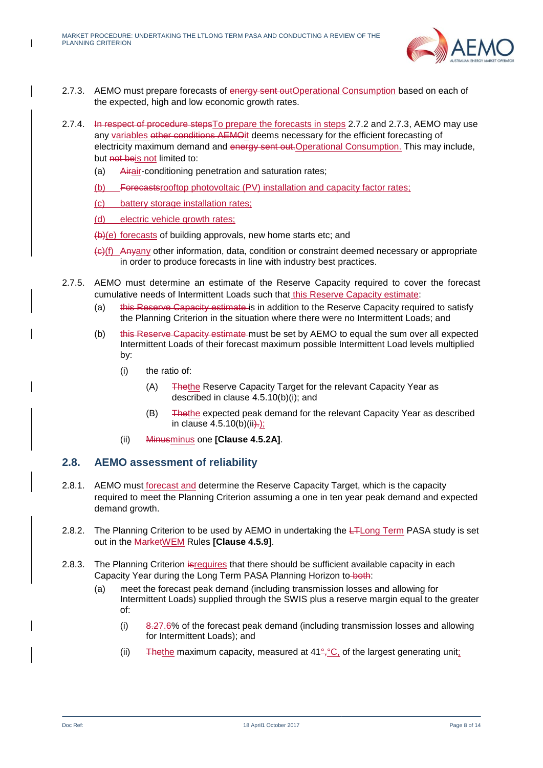2.7.3. AEMO must prepare forecasts of ~~energy sent out~~Operational Consumption based on each of the expected, high and low economic growth rates.

2.7.4. ~~In respect of procedure steps~~To prepare the forecasts in steps 2.7.2 and 2.7.3, AEMO may use any variables ~~other conditions AEMO~~it deems necessary for the efficient forecasting of electricity maximum demand and ~~energy sent out.~~Operational Consumption. This may include, but ~~not be~~is not limited to:

(a) ~~Air~~air-conditioning penetration and saturation rates;

(b) ~~Forecasts~~rooftop photovoltaic (PV) installation and capacity factor rates;

(c) battery storage installation rates;

(d) electric vehicle growth rates;

~~(b)~~(e) forecasts of building approvals, new home starts etc; and

~~(c)~~(f) ~~Any~~any other information, data, condition or constraint deemed necessary or appropriate in order to produce forecasts in line with industry best practices.

2.7.5. AEMO must determine an estimate of the Reserve Capacity required to cover the forecast cumulative needs of Intermittent Loads such that this Reserve Capacity estimate:

(a) ~~this Reserve Capacity estimate~~ is in addition to the Reserve Capacity required to satisfy the Planning Criterion in the situation where there were no Intermittent Loads; and

(b) ~~this Reserve Capacity estimate~~ must be set by AEMO to equal the sum over all expected Intermittent Loads of their forecast maximum possible Intermittent Load levels multiplied by:

(i) the ratio of:

(A) ~~The~~the Reserve Capacity Target for the relevant Capacity Year as described in clause 4.5.10(b)(i); and

(B) ~~The~~the expected peak demand for the relevant Capacity Year as described in clause 4.5.10(b)(ii~~).~~);

(ii) ~~Minus~~minus one **[Clause 4.5.2A]**.

## 2.8. AEMO assessment of reliability

2.8.1. AEMO must forecast and determine the Reserve Capacity Target, which is the capacity required to meet the Planning Criterion assuming a one in ten year peak demand and expected demand growth.

2.8.2. The Planning Criterion to be used by AEMO in undertaking the ~~LT~~Long Term PASA study is set out in the ~~Market~~WEM Rules **[Clause 4.5.9]**.

2.8.3. The Planning Criterion ~~is~~requires that there should be sufficient available capacity in each Capacity Year during the Long Term PASA Planning Horizon to ~~both~~:

(a) meet the forecast peak demand (including transmission losses and allowing for Intermittent Loads) supplied through the SWIS plus a reserve margin equal to the greater of:

(i) ~~8.2~~7.6% of the forecast peak demand (including transmission losses and allowing for Intermittent Loads); and

(ii) ~~The~~the maximum capacity, measured at 41~~°,~~°C, of the largest generating unit;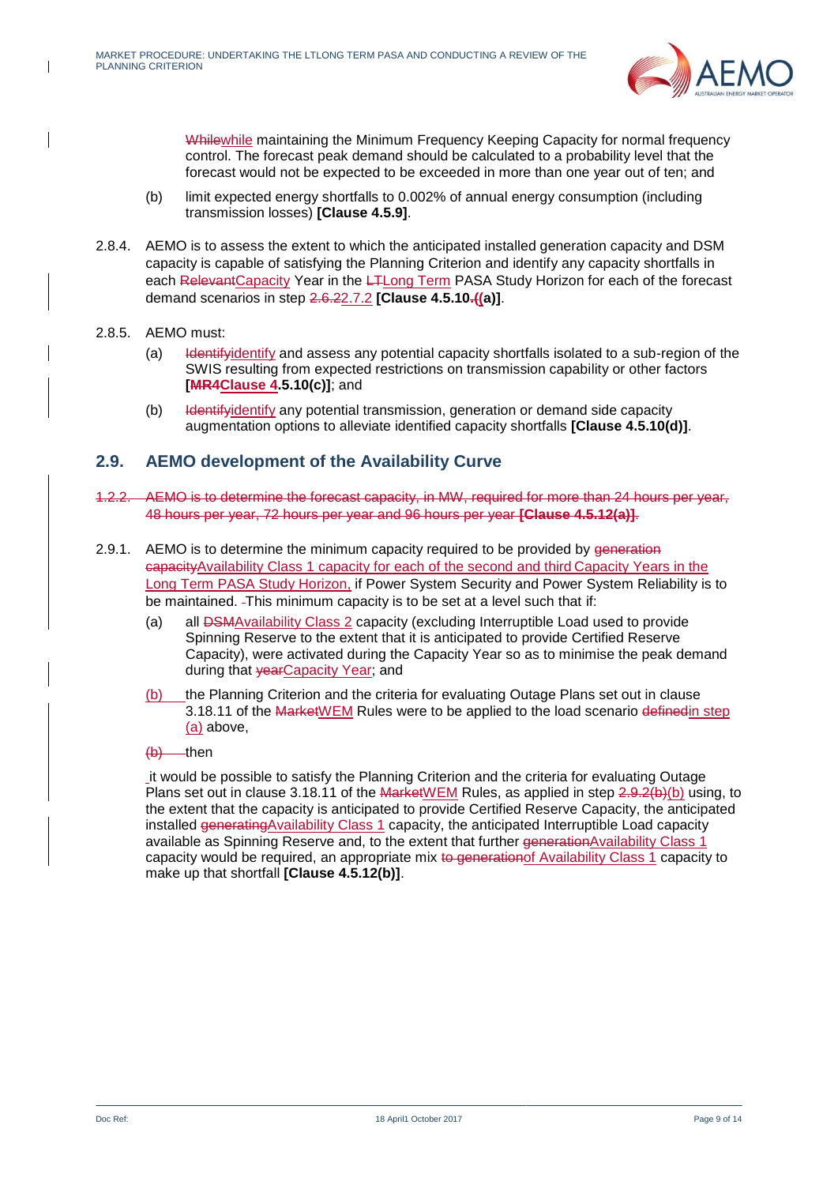Whilewhile maintaining the Minimum Frequency Keeping Capacity for normal frequency control. The forecast peak demand should be calculated to a probability level that the forecast would not be expected to be exceeded in more than one year out of ten; and

(b) limit expected energy shortfalls to 0.002% of annual energy consumption (including transmission losses) **[Clause 4.5.9]**.

2.8.4. AEMO is to assess the extent to which the anticipated installed generation capacity and DSM capacity is capable of satisfying the Planning Criterion and identify any capacity shortfalls in each RelevantCapacity Year in the LTLong Term PASA Study Horizon for each of the forecast demand scenarios in step 2.6.22.7.2 **[Clause 4.5.10.((a)]**.

2.8.5. AEMO must:

(a) Identifyidentify and assess any potential capacity shortfalls isolated to a sub-region of the SWIS resulting from expected restrictions on transmission capability or other factors **[MR4Clause 4.5.10(c)]**; and

(b) Identifyidentify any potential transmission, generation or demand side capacity augmentation options to alleviate identified capacity shortfalls **[Clause 4.5.10(d)]**.

## 2.9. AEMO development of the Availability Curve

~~1.2.2. AEMO is to determine the forecast capacity, in MW, required for more than 24 hours per year, 48 hours per year, 72 hours per year and 96 hours per year **[Clause 4.5.12(a)]**.~~

2.9.1. AEMO is to determine the minimum capacity required to be provided by generation capacityAvailability Class 1 capacity for each of the second and third Capacity Years in the Long Term PASA Study Horizon, if Power System Security and Power System Reliability is to be maintained. This minimum capacity is to be set at a level such that if:

(a) all DSMAvailability Class 2 capacity (excluding Interruptible Load used to provide Spinning Reserve to the extent that it is anticipated to provide Certified Reserve Capacity), were activated during the Capacity Year so as to minimise the peak demand during that yearCapacity Year; and

(b) the Planning Criterion and the criteria for evaluating Outage Plans set out in clause 3.18.11 of the MarketWEM Rules were to be applied to the load scenario definedin step (a) above,

(b) then

it would be possible to satisfy the Planning Criterion and the criteria for evaluating Outage Plans set out in clause 3.18.11 of the MarketWEM Rules, as applied in step 2.9.2(b)(b) using, to the extent that the capacity is anticipated to provide Certified Reserve Capacity, the anticipated installed generatingAvailability Class 1 capacity, the anticipated Interruptible Load capacity available as Spinning Reserve and, to the extent that further generationAvailability Class 1 capacity would be required, an appropriate mix to generationof Availability Class 1 capacity to make up that shortfall **[Clause 4.5.12(b)]**.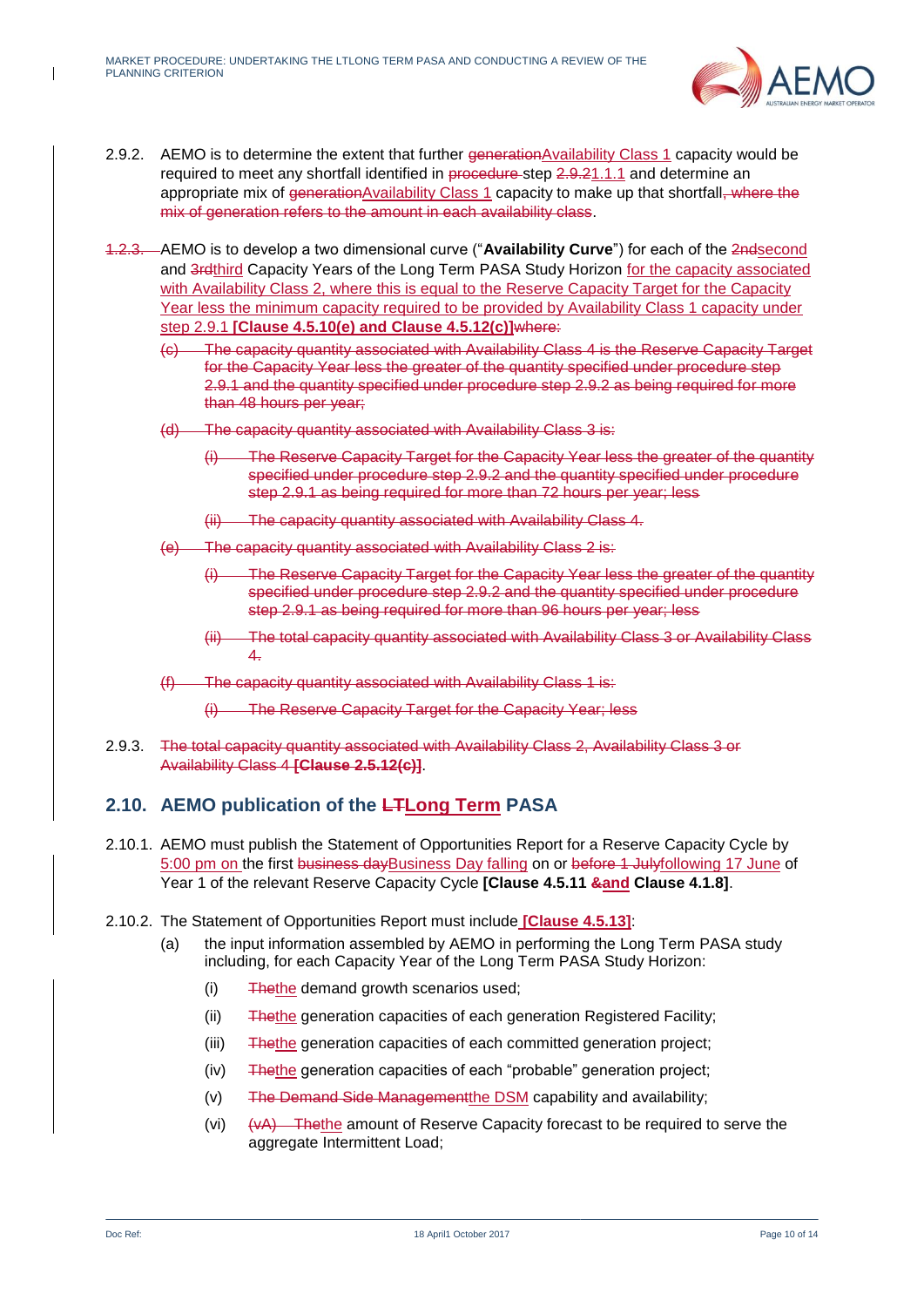2.9.2. AEMO is to determine the extent that further ~~generation~~Availability Class 1 capacity would be required to meet any shortfall identified in ~~procedure~~ step ~~2.9.2~~1.1.1 and determine an appropriate mix of ~~generation~~Availability Class 1 capacity to make up that shortfall~~, where the mix of generation refers to the amount in each availability class~~.

~~1.2.3.~~ AEMO is to develop a two dimensional curve ("**Availability Curve**") for each of the ~~2nd~~second and ~~3rd~~third Capacity Years of the Long Term PASA Study Horizon for the capacity associated with Availability Class 2, where this is equal to the Reserve Capacity Target for the Capacity Year less the minimum capacity required to be provided by Availability Class 1 capacity under step 2.9.1 **[Clause 4.5.10(e) and Clause 4.5.12(c)]**~~where:~~

~~(c) The capacity quantity associated with Availability Class 4 is the Reserve Capacity Target for the Capacity Year less the greater of the quantity specified under procedure step 2.9.1 and the quantity specified under procedure step 2.9.2 as being required for more than 48 hours per year;~~

~~(d) The capacity quantity associated with Availability Class 3 is:~~

~~(i) The Reserve Capacity Target for the Capacity Year less the greater of the quantity specified under procedure step 2.9.2 and the quantity specified under procedure step 2.9.1 as being required for more than 72 hours per year; less~~

~~(ii) The capacity quantity associated with Availability Class 4.~~

~~(e) The capacity quantity associated with Availability Class 2 is:~~

~~(i) The Reserve Capacity Target for the Capacity Year less the greater of the quantity specified under procedure step 2.9.2 and the quantity specified under procedure step 2.9.1 as being required for more than 96 hours per year; less~~

~~(ii) The total capacity quantity associated with Availability Class 3 or Availability Class 4.~~

~~(f) The capacity quantity associated with Availability Class 1 is:~~

~~(i) The Reserve Capacity Target for the Capacity Year; less~~

2.9.3. ~~The total capacity quantity associated with Availability Class 2, Availability Class 3 or Availability Class 4~~ ~~**[Clause 2.5.12(c)]**~~.

## 2.10. AEMO publication of the ~~LT~~Long Term PASA

2.10.1. AEMO must publish the Statement of Opportunities Report for a Reserve Capacity Cycle by 5:00 pm on the first ~~business day~~Business Day falling on or ~~before 1 July~~following 17 June of Year 1 of the relevant Reserve Capacity Cycle **[Clause 4.5.11 ~~&~~and Clause 4.1.8]**.

2.10.2. The Statement of Opportunities Report must include **[Clause 4.5.13]**:

(a) the input information assembled by AEMO in performing the Long Term PASA study including, for each Capacity Year of the Long Term PASA Study Horizon:

(i) ~~The~~the demand growth scenarios used;

(ii) ~~The~~the generation capacities of each generation Registered Facility;

(iii) ~~The~~the generation capacities of each committed generation project;

(iv) ~~The~~the generation capacities of each "probable" generation project;

(v) ~~The Demand Side Management~~the DSM capability and availability;

(vi) ~~(vA) The~~the amount of Reserve Capacity forecast to be required to serve the aggregate Intermittent Load;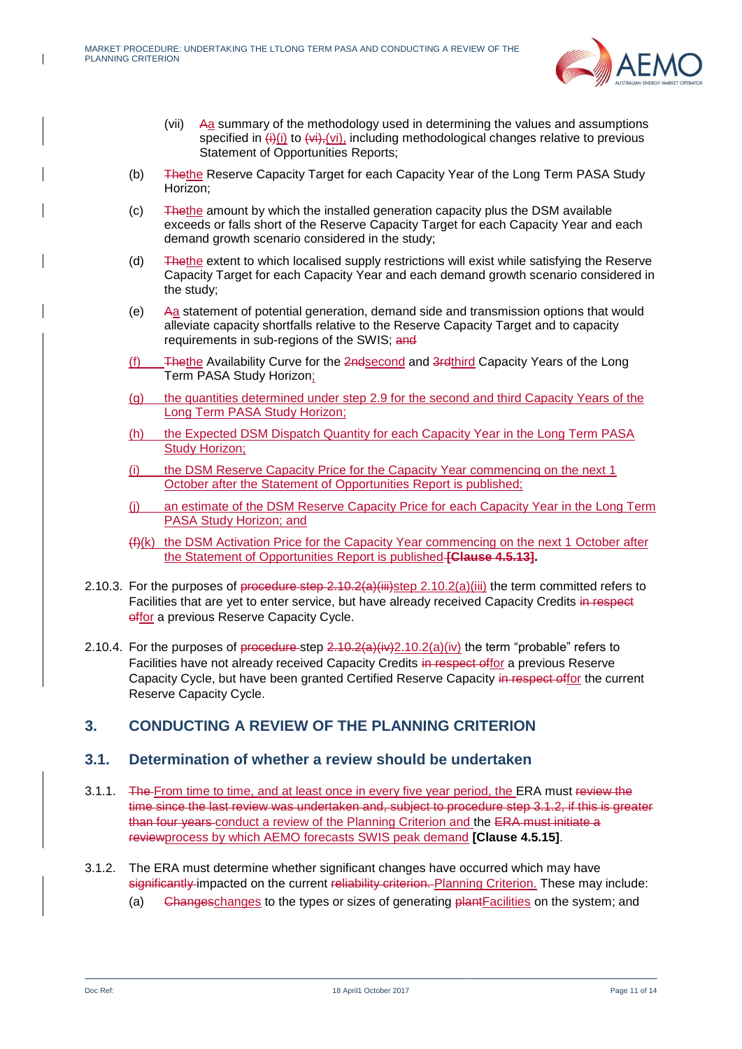(vii) Aa summary of the methodology used in determining the values and assumptions specified in (i)(i) to (vi),(vi), including methodological changes relative to previous Statement of Opportunities Reports;

(b) Thethe Reserve Capacity Target for each Capacity Year of the Long Term PASA Study Horizon;

(c) Thethe amount by which the installed generation capacity plus the DSM available exceeds or falls short of the Reserve Capacity Target for each Capacity Year and each demand growth scenario considered in the study;

(d) Thethe extent to which localised supply restrictions will exist while satisfying the Reserve Capacity Target for each Capacity Year and each demand growth scenario considered in the study;

(e) Aa statement of potential generation, demand side and transmission options that would alleviate capacity shortfalls relative to the Reserve Capacity Target and to capacity requirements in sub-regions of the SWIS; and

(f) Thethe Availability Curve for the 2ndsecond and 3rdthird Capacity Years of the Long Term PASA Study Horizon;

(g) the quantities determined under step 2.9 for the second and third Capacity Years of the Long Term PASA Study Horizon;

(h) the Expected DSM Dispatch Quantity for each Capacity Year in the Long Term PASA Study Horizon;

(i) the DSM Reserve Capacity Price for the Capacity Year commencing on the next 1 October after the Statement of Opportunities Report is published;

(j) an estimate of the DSM Reserve Capacity Price for each Capacity Year in the Long Term PASA Study Horizon; and

(f)(k) the DSM Activation Price for the Capacity Year commencing on the next 1 October after the Statement of Opportunities Report is published **[Clause 4.5.13].**

2.10.3. For the purposes of procedure step 2.10.2(a)(iii)step 2.10.2(a)(iii) the term committed refers to Facilities that are yet to enter service, but have already received Capacity Credits in respect offor a previous Reserve Capacity Cycle.

2.10.4. For the purposes of procedure step 2.10.2(a)(iv)2.10.2(a)(iv) the term "probable" refers to Facilities have not already received Capacity Credits in respect offor a previous Reserve Capacity Cycle, but have been granted Certified Reserve Capacity in respect offor the current Reserve Capacity Cycle.

## 3. CONDUCTING A REVIEW OF THE PLANNING CRITERION

### 3.1. Determination of whether a review should be undertaken

3.1.1. The From time to time, and at least once in every five year period, the ERA must review the time since the last review was undertaken and, subject to procedure step 3.1.2, if this is greater than four years conduct a review of the Planning Criterion and the ERA must initiate a reviewprocess by which AEMO forecasts SWIS peak demand **[Clause 4.5.15]**.

3.1.2. The ERA must determine whether significant changes have occurred which may have significantly impacted on the current reliability criterion. Planning Criterion. These may include:

(a) Changeschanges to the types or sizes of generating plantFacilities on the system; and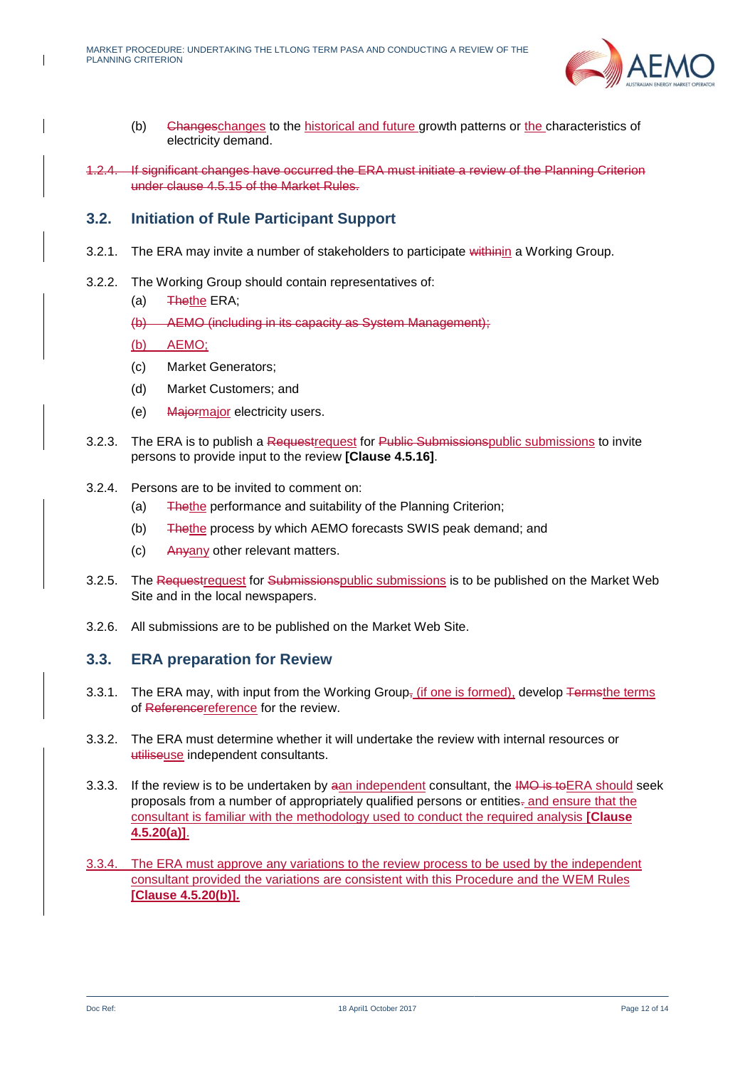(b) ~~Changes~~changes to the historical and future growth patterns or the characteristics of electricity demand.

~~1.2.4. If significant changes have occurred the ERA must initiate a review of the Planning Criterion under clause 4.5.15 of the Market Rules.~~

## 3.2. Initiation of Rule Participant Support

3.2.1. The ERA may invite a number of stakeholders to participate ~~within~~in a Working Group.

3.2.2. The Working Group should contain representatives of:

(a) ~~The~~the ERA;

~~(b) AEMO (including in its capacity as System Management);~~

(b) AEMO;

(c) Market Generators;

(d) Market Customers; and

(e) ~~Major~~major electricity users.

3.2.3. The ERA is to publish a ~~Request~~request for ~~Public Submissions~~public submissions to invite persons to provide input to the review **[Clause 4.5.16]**.

3.2.4. Persons are to be invited to comment on:

(a) ~~The~~the performance and suitability of the Planning Criterion;

(b) ~~The~~the process by which AEMO forecasts SWIS peak demand; and

(c) ~~Any~~any other relevant matters.

3.2.5. The ~~Request~~request for ~~Submissions~~public submissions is to be published on the Market Web Site and in the local newspapers.

3.2.6. All submissions are to be published on the Market Web Site.

## 3.3. ERA preparation for Review

3.3.1. The ERA may, with input from the Working Group~~,~~ (if one is formed), develop ~~Terms~~the terms of ~~Reference~~reference for the review.

3.3.2. The ERA must determine whether it will undertake the review with internal resources or ~~utilise~~use independent consultants.

3.3.3. If the review is to be undertaken by ~~a~~an independent consultant, the ~~IMO is to~~ERA should seek proposals from a number of appropriately qualified persons or entities~~.~~ and ensure that the consultant is familiar with the methodology used to conduct the required analysis **[Clause 4.5.20(a)]**.

3.3.4. The ERA must approve any variations to the review process to be used by the independent consultant provided the variations are consistent with this Procedure and the WEM Rules **[Clause 4.5.20(b)]**.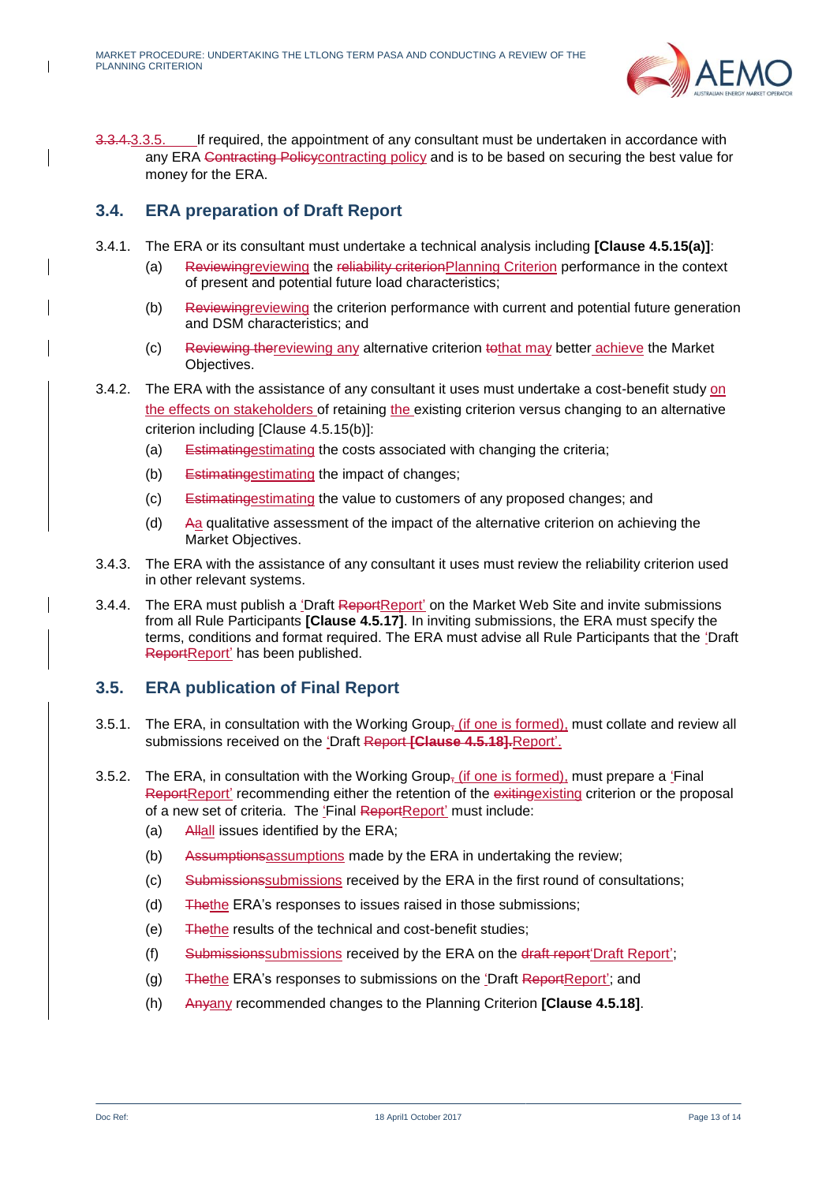~~3.3.4.~~3.3.5. If required, the appointment of any consultant must be undertaken in accordance with any ERA ~~Contracting Policy~~contracting policy and is to be based on securing the best value for money for the ERA.

## 3.4. ERA preparation of Draft Report

3.4.1. The ERA or its consultant must undertake a technical analysis including **[Clause 4.5.15(a)]**:

(a) ~~Reviewing~~reviewing the ~~reliability criterion~~Planning Criterion performance in the context of present and potential future load characteristics;

(b) ~~Reviewing~~reviewing the criterion performance with current and potential future generation and DSM characteristics; and

(c) ~~Reviewing the~~reviewing any alternative criterion ~~to~~that may better achieve the Market Objectives.

3.4.2. The ERA with the assistance of any consultant it uses must undertake a cost-benefit study on the effects on stakeholders of retaining the existing criterion versus changing to an alternative criterion including [Clause 4.5.15(b)]:

(a) ~~Estimating~~estimating the costs associated with changing the criteria;

(b) ~~Estimating~~estimating the impact of changes;

(c) ~~Estimating~~estimating the value to customers of any proposed changes; and

(d) ~~A~~a qualitative assessment of the impact of the alternative criterion on achieving the Market Objectives.

3.4.3. The ERA with the assistance of any consultant it uses must review the reliability criterion used in other relevant systems.

3.4.4. The ERA must publish a 'Draft ~~Report~~Report' on the Market Web Site and invite submissions from all Rule Participants **[Clause 4.5.17]**. In inviting submissions, the ERA must specify the terms, conditions and format required. The ERA must advise all Rule Participants that the 'Draft ~~Report~~Report' has been published.

## 3.5. ERA publication of Final Report

3.5.1. The ERA, in consultation with the Working Group~~,~~ (if one is formed), must collate and review all submissions received on the 'Draft ~~Report~~ ~~**[Clause 4.5.18].**~~Report'.

3.5.2. The ERA, in consultation with the Working Group~~,~~ (if one is formed), must prepare a 'Final ~~Report~~Report' recommending either the retention of the ~~exiting~~existing criterion or the proposal of a new set of criteria. The 'Final ~~Report~~Report' must include:

(a) ~~All~~all issues identified by the ERA;

(b) ~~Assumptions~~assumptions made by the ERA in undertaking the review;

(c) ~~Submissions~~submissions received by the ERA in the first round of consultations;

(d) ~~The~~the ERA's responses to issues raised in those submissions;

(e) ~~The~~the results of the technical and cost-benefit studies;

(f) ~~Submissions~~submissions received by the ERA on the ~~draft report~~'Draft Report';

(g) ~~The~~the ERA's responses to submissions on the 'Draft ~~Report~~Report'; and

(h) ~~Any~~any recommended changes to the Planning Criterion **[Clause 4.5.18]**.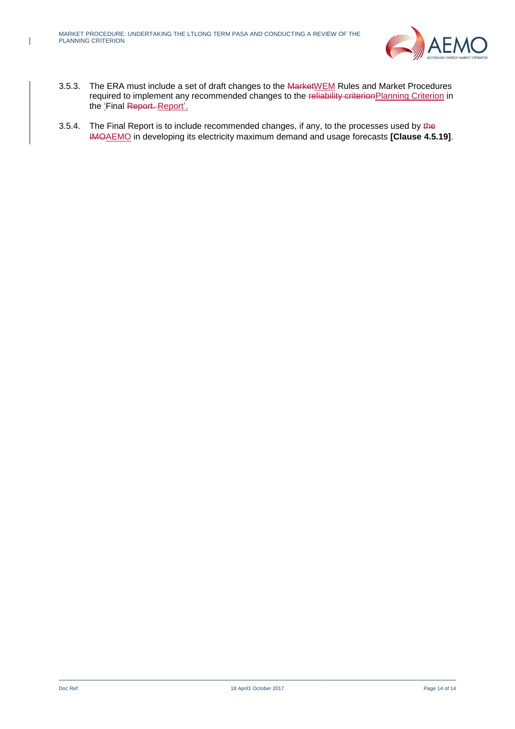3.5.3. The ERA must include a set of draft changes to the ~~Market~~WEM Rules and Market Procedures required to implement any recommended changes to the ~~reliability criterion~~Planning Criterion in the 'Final ~~Report.~~ Report'.

3.5.4. The Final Report is to include recommended changes, if any, to the processes used by ~~the IMO~~AEMO in developing its electricity maximum demand and usage forecasts **[Clause 4.5.19]**.